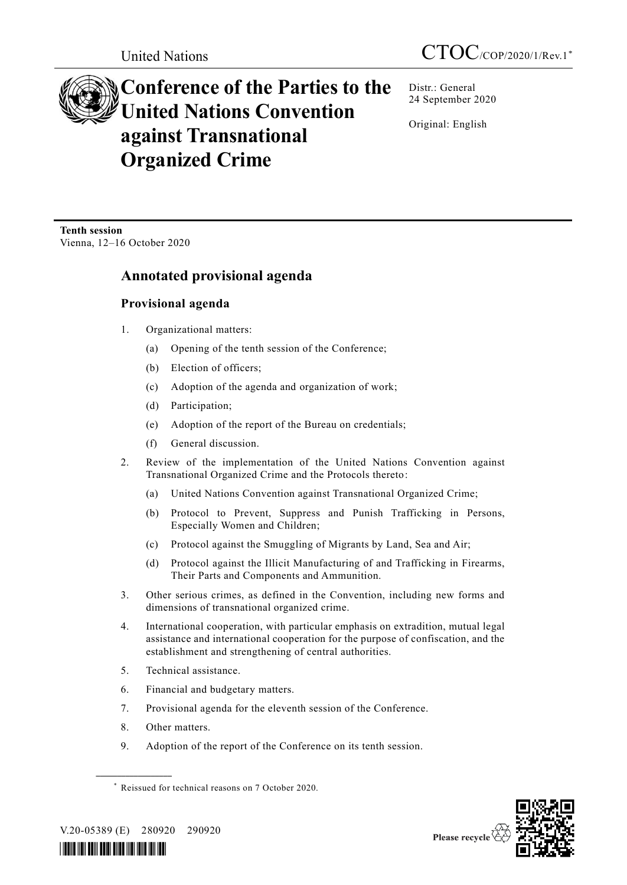United Nations

CTOC/COP/2020/1/Rev.1*

# Conference of the Parties to the United Nations Convention against Transnational Organized Crime

Distr.: General
24 September 2020

Original: English

**Tenth session**
Vienna, 12–16 October 2020

## Annotated provisional agenda

### Provisional agenda

1. Organizational matters:

   (a) Opening of the tenth session of the Conference;

   (b) Election of officers;

   (c) Adoption of the agenda and organization of work;

   (d) Participation;

   (e) Adoption of the report of the Bureau on credentials;

   (f) General discussion.

2. Review of the implementation of the United Nations Convention against Transnational Organized Crime and the Protocols thereto:

   (a) United Nations Convention against Transnational Organized Crime;

   (b) Protocol to Prevent, Suppress and Punish Trafficking in Persons, Especially Women and Children;

   (c) Protocol against the Smuggling of Migrants by Land, Sea and Air;

   (d) Protocol against the Illicit Manufacturing of and Trafficking in Firearms, Their Parts and Components and Ammunition.

3. Other serious crimes, as defined in the Convention, including new forms and dimensions of transnational organized crime.

4. International cooperation, with particular emphasis on extradition, mutual legal assistance and international cooperation for the purpose of confiscation, and the establishment and strengthening of central authorities.

5. Technical assistance.

6. Financial and budgetary matters.

7. Provisional agenda for the eleventh session of the Conference.

8. Other matters.

9. Adoption of the report of the Conference on its tenth session.

---

\* Reissued for technical reasons on 7 October 2020.

V.20-05389 (E) 280920 290920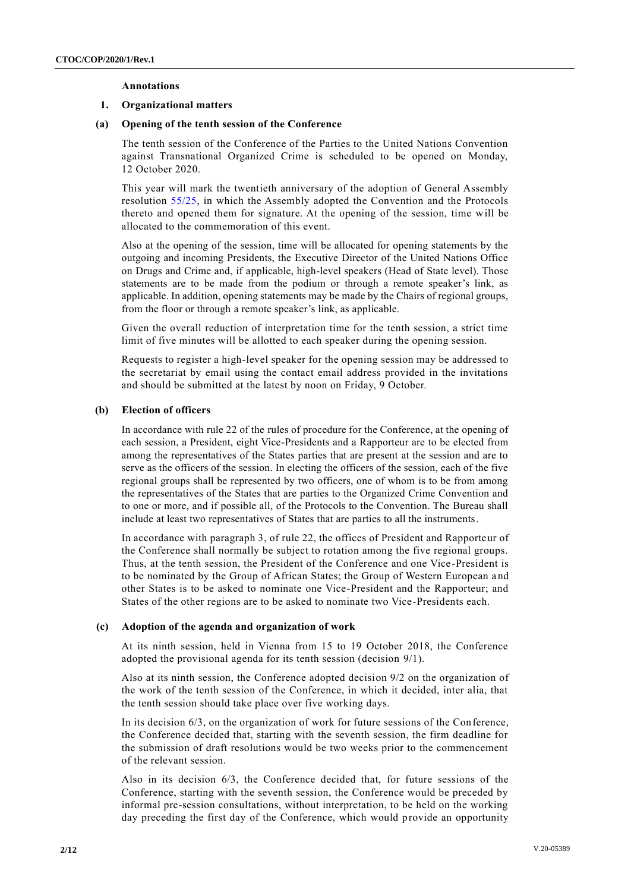**Annotations**

## 1. Organizational matters

### (a) Opening of the tenth session of the Conference

The tenth session of the Conference of the Parties to the United Nations Convention against Transnational Organized Crime is scheduled to be opened on Monday, 12 October 2020.

This year will mark the twentieth anniversary of the adoption of General Assembly resolution 55/25, in which the Assembly adopted the Convention and the Protocols thereto and opened them for signature. At the opening of the session, time will be allocated to the commemoration of this event.

Also at the opening of the session, time will be allocated for opening statements by the outgoing and incoming Presidents, the Executive Director of the United Nations Office on Drugs and Crime and, if applicable, high-level speakers (Head of State level). Those statements are to be made from the podium or through a remote speaker's link, as applicable. In addition, opening statements may be made by the Chairs of regional groups, from the floor or through a remote speaker's link, as applicable.

Given the overall reduction of interpretation time for the tenth session, a strict time limit of five minutes will be allotted to each speaker during the opening session.

Requests to register a high-level speaker for the opening session may be addressed to the secretariat by email using the contact email address provided in the invitations and should be submitted at the latest by noon on Friday, 9 October.

### (b) Election of officers

In accordance with rule 22 of the rules of procedure for the Conference, at the opening of each session, a President, eight Vice-Presidents and a Rapporteur are to be elected from among the representatives of the States parties that are present at the session and are to serve as the officers of the session. In electing the officers of the session, each of the five regional groups shall be represented by two officers, one of whom is to be from among the representatives of the States that are parties to the Organized Crime Convention and to one or more, and if possible all, of the Protocols to the Convention. The Bureau shall include at least two representatives of States that are parties to all the instruments.

In accordance with paragraph 3, of rule 22, the offices of President and Rapporteur of the Conference shall normally be subject to rotation among the five regional groups. Thus, at the tenth session, the President of the Conference and one Vice-President is to be nominated by the Group of African States; the Group of Western European and other States is to be asked to nominate one Vice-President and the Rapporteur; and States of the other regions are to be asked to nominate two Vice-Presidents each.

### (c) Adoption of the agenda and organization of work

At its ninth session, held in Vienna from 15 to 19 October 2018, the Conference adopted the provisional agenda for its tenth session (decision 9/1).

Also at its ninth session, the Conference adopted decision 9/2 on the organization of the work of the tenth session of the Conference, in which it decided, inter alia, that the tenth session should take place over five working days.

In its decision 6/3, on the organization of work for future sessions of the Conference, the Conference decided that, starting with the seventh session, the firm deadline for the submission of draft resolutions would be two weeks prior to the commencement of the relevant session.

Also in its decision 6/3, the Conference decided that, for future sessions of the Conference, starting with the seventh session, the Conference would be preceded by informal pre-session consultations, without interpretation, to be held on the working day preceding the first day of the Conference, which would provide an opportunity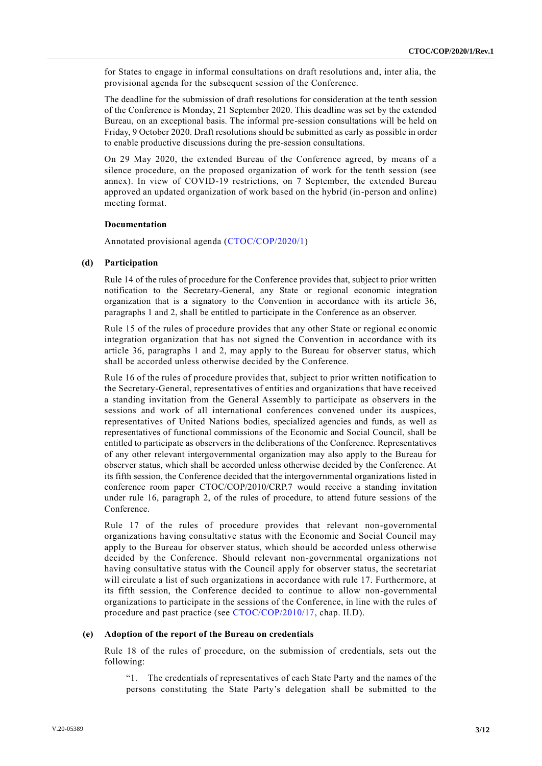for States to engage in informal consultations on draft resolutions and, inter alia, the provisional agenda for the subsequent session of the Conference.

The deadline for the submission of draft resolutions for consideration at the tenth session of the Conference is Monday, 21 September 2020. This deadline was set by the extended Bureau, on an exceptional basis. The informal pre-session consultations will be held on Friday, 9 October 2020. Draft resolutions should be submitted as early as possible in order to enable productive discussions during the pre-session consultations.

On 29 May 2020, the extended Bureau of the Conference agreed, by means of a silence procedure, on the proposed organization of work for the tenth session (see annex). In view of COVID-19 restrictions, on 7 September, the extended Bureau approved an updated organization of work based on the hybrid (in-person and online) meeting format.

#### Documentation

Annotated provisional agenda (CTOC/COP/2020/1)

### (d) Participation

Rule 14 of the rules of procedure for the Conference provides that, subject to prior written notification to the Secretary-General, any State or regional economic integration organization that is a signatory to the Convention in accordance with its article 36, paragraphs 1 and 2, shall be entitled to participate in the Conference as an observer.

Rule 15 of the rules of procedure provides that any other State or regional economic integration organization that has not signed the Convention in accordance with its article 36, paragraphs 1 and 2, may apply to the Bureau for observer status, which shall be accorded unless otherwise decided by the Conference.

Rule 16 of the rules of procedure provides that, subject to prior written notification to the Secretary-General, representatives of entities and organizations that have received a standing invitation from the General Assembly to participate as observers in the sessions and work of all international conferences convened under its auspices, representatives of United Nations bodies, specialized agencies and funds, as well as representatives of functional commissions of the Economic and Social Council, shall be entitled to participate as observers in the deliberations of the Conference. Representatives of any other relevant intergovernmental organization may also apply to the Bureau for observer status, which shall be accorded unless otherwise decided by the Conference. At its fifth session, the Conference decided that the intergovernmental organizations listed in conference room paper CTOC/COP/2010/CRP.7 would receive a standing invitation under rule 16, paragraph 2, of the rules of procedure, to attend future sessions of the Conference.

Rule 17 of the rules of procedure provides that relevant non-governmental organizations having consultative status with the Economic and Social Council may apply to the Bureau for observer status, which should be accorded unless otherwise decided by the Conference. Should relevant non-governmental organizations not having consultative status with the Council apply for observer status, the secretariat will circulate a list of such organizations in accordance with rule 17. Furthermore, at its fifth session, the Conference decided to continue to allow non-governmental organizations to participate in the sessions of the Conference, in line with the rules of procedure and past practice (see CTOC/COP/2010/17, chap. II.D).

### (e) Adoption of the report of the Bureau on credentials

Rule 18 of the rules of procedure, on the submission of credentials, sets out the following:

> "1. The credentials of representatives of each State Party and the names of the persons constituting the State Party's delegation shall be submitted to the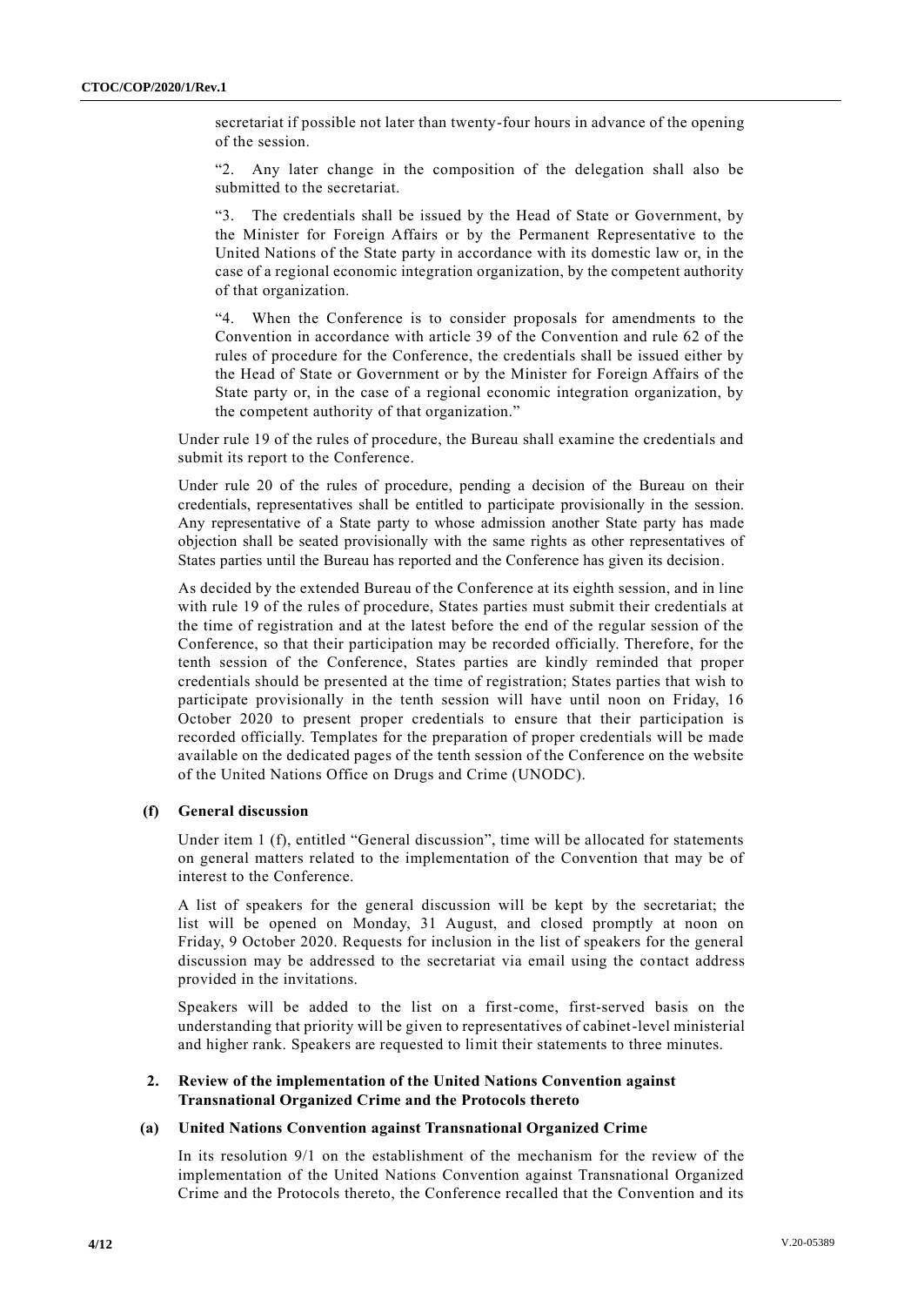secretariat if possible not later than twenty-four hours in advance of the opening of the session.

"2. Any later change in the composition of the delegation shall also be submitted to the secretariat.

"3. The credentials shall be issued by the Head of State or Government, by the Minister for Foreign Affairs or by the Permanent Representative to the United Nations of the State party in accordance with its domestic law or, in the case of a regional economic integration organization, by the competent authority of that organization.

"4. When the Conference is to consider proposals for amendments to the Convention in accordance with article 39 of the Convention and rule 62 of the rules of procedure for the Conference, the credentials shall be issued either by the Head of State or Government or by the Minister for Foreign Affairs of the State party or, in the case of a regional economic integration organization, by the competent authority of that organization."

Under rule 19 of the rules of procedure, the Bureau shall examine the credentials and submit its report to the Conference.

Under rule 20 of the rules of procedure, pending a decision of the Bureau on their credentials, representatives shall be entitled to participate provisionally in the session. Any representative of a State party to whose admission another State party has made objection shall be seated provisionally with the same rights as other representatives of States parties until the Bureau has reported and the Conference has given its decision.

As decided by the extended Bureau of the Conference at its eighth session, and in line with rule 19 of the rules of procedure, States parties must submit their credentials at the time of registration and at the latest before the end of the regular session of the Conference, so that their participation may be recorded officially. Therefore, for the tenth session of the Conference, States parties are kindly reminded that proper credentials should be presented at the time of registration; States parties that wish to participate provisionally in the tenth session will have until noon on Friday, 16 October 2020 to present proper credentials to ensure that their participation is recorded officially. Templates for the preparation of proper credentials will be made available on the dedicated pages of the tenth session of the Conference on the website of the United Nations Office on Drugs and Crime (UNODC).

### (f) General discussion

Under item 1 (f), entitled "General discussion", time will be allocated for statements on general matters related to the implementation of the Convention that may be of interest to the Conference.

A list of speakers for the general discussion will be kept by the secretariat; the list will be opened on Monday, 31 August, and closed promptly at noon on Friday, 9 October 2020. Requests for inclusion in the list of speakers for the general discussion may be addressed to the secretariat via email using the contact address provided in the invitations.

Speakers will be added to the list on a first-come, first-served basis on the understanding that priority will be given to representatives of cabinet-level ministerial and higher rank. Speakers are requested to limit their statements to three minutes.

## 2. Review of the implementation of the United Nations Convention against Transnational Organized Crime and the Protocols thereto

### (a) United Nations Convention against Transnational Organized Crime

In its resolution 9/1 on the establishment of the mechanism for the review of the implementation of the United Nations Convention against Transnational Organized Crime and the Protocols thereto, the Conference recalled that the Convention and its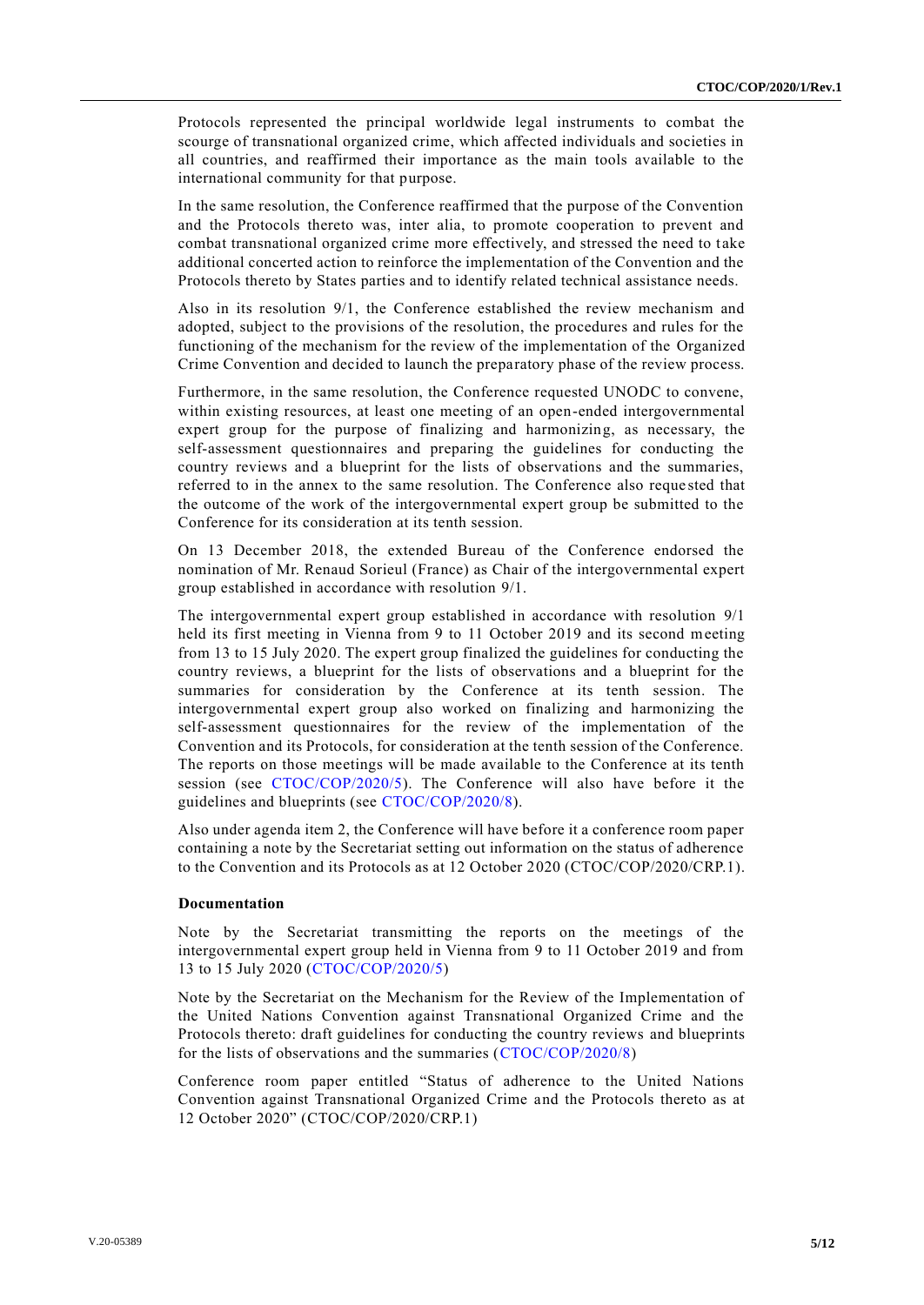Protocols represented the principal worldwide legal instruments to combat the scourge of transnational organized crime, which affected individuals and societies in all countries, and reaffirmed their importance as the main tools available to the international community for that purpose.

In the same resolution, the Conference reaffirmed that the purpose of the Convention and the Protocols thereto was, inter alia, to promote cooperation to prevent and combat transnational organized crime more effectively, and stressed the need to take additional concerted action to reinforce the implementation of the Convention and the Protocols thereto by States parties and to identify related technical assistance needs.

Also in its resolution 9/1, the Conference established the review mechanism and adopted, subject to the provisions of the resolution, the procedures and rules for the functioning of the mechanism for the review of the implementation of the Organized Crime Convention and decided to launch the preparatory phase of the review process.

Furthermore, in the same resolution, the Conference requested UNODC to convene, within existing resources, at least one meeting of an open-ended intergovernmental expert group for the purpose of finalizing and harmonizing, as necessary, the self-assessment questionnaires and preparing the guidelines for conducting the country reviews and a blueprint for the lists of observations and the summaries, referred to in the annex to the same resolution. The Conference also requested that the outcome of the work of the intergovernmental expert group be submitted to the Conference for its consideration at its tenth session.

On 13 December 2018, the extended Bureau of the Conference endorsed the nomination of Mr. Renaud Sorieul (France) as Chair of the intergovernmental expert group established in accordance with resolution 9/1.

The intergovernmental expert group established in accordance with resolution 9/1 held its first meeting in Vienna from 9 to 11 October 2019 and its second meeting from 13 to 15 July 2020. The expert group finalized the guidelines for conducting the country reviews, a blueprint for the lists of observations and a blueprint for the summaries for consideration by the Conference at its tenth session. The intergovernmental expert group also worked on finalizing and harmonizing the self-assessment questionnaires for the review of the implementation of the Convention and its Protocols, for consideration at the tenth session of the Conference. The reports on those meetings will be made available to the Conference at its tenth session (see CTOC/COP/2020/5). The Conference will also have before it the guidelines and blueprints (see CTOC/COP/2020/8).

Also under agenda item 2, the Conference will have before it a conference room paper containing a note by the Secretariat setting out information on the status of adherence to the Convention and its Protocols as at 12 October 2020 (CTOC/COP/2020/CRP.1).

**Documentation**

Note by the Secretariat transmitting the reports on the meetings of the intergovernmental expert group held in Vienna from 9 to 11 October 2019 and from 13 to 15 July 2020 (CTOC/COP/2020/5)

Note by the Secretariat on the Mechanism for the Review of the Implementation of the United Nations Convention against Transnational Organized Crime and the Protocols thereto: draft guidelines for conducting the country reviews and blueprints for the lists of observations and the summaries (CTOC/COP/2020/8)

Conference room paper entitled "Status of adherence to the United Nations Convention against Transnational Organized Crime and the Protocols thereto as at 12 October 2020" (CTOC/COP/2020/CRP.1)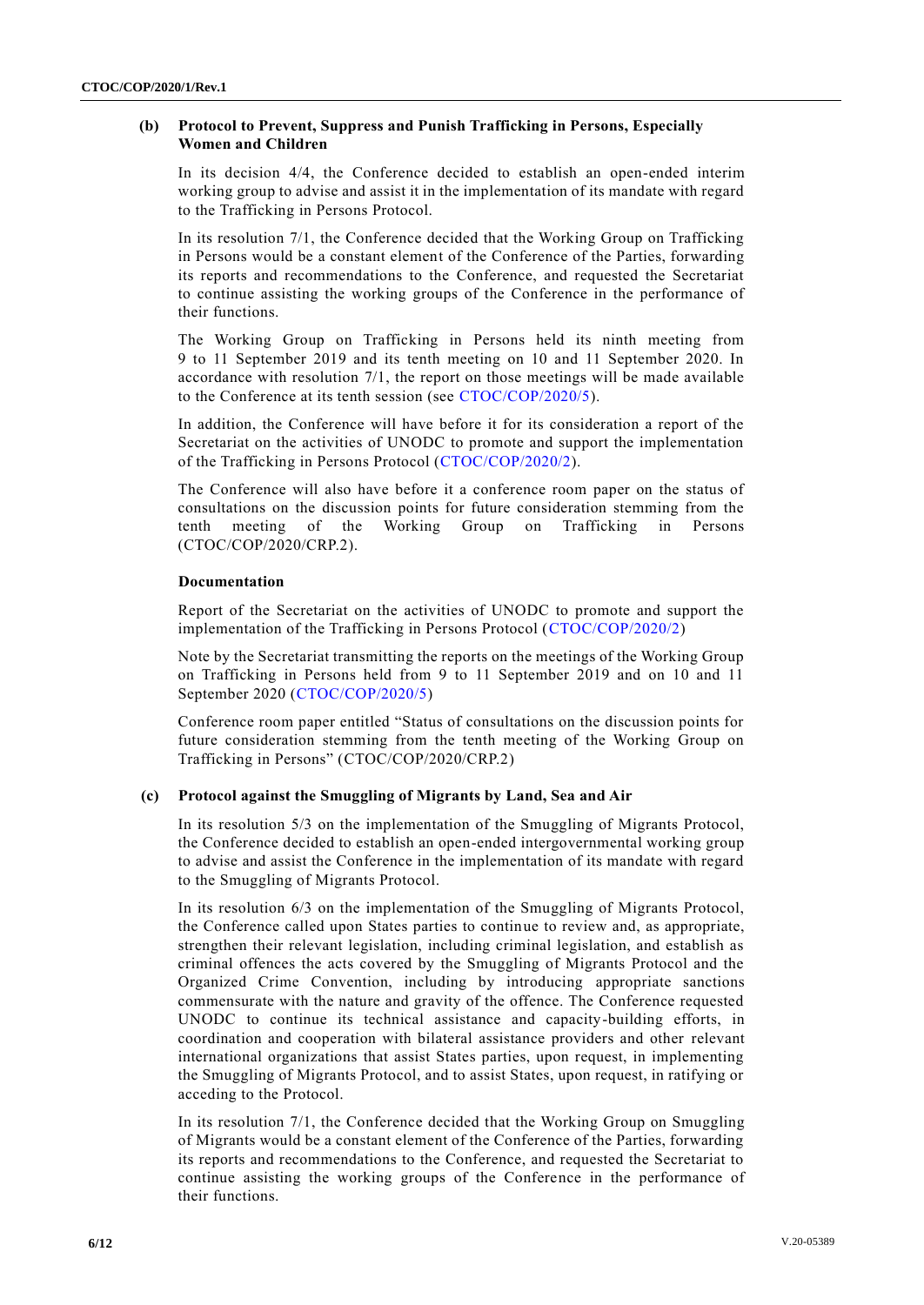### (b) Protocol to Prevent, Suppress and Punish Trafficking in Persons, Especially Women and Children

In its decision 4/4, the Conference decided to establish an open-ended interim working group to advise and assist it in the implementation of its mandate with regard to the Trafficking in Persons Protocol.

In its resolution 7/1, the Conference decided that the Working Group on Trafficking in Persons would be a constant element of the Conference of the Parties, forwarding its reports and recommendations to the Conference, and requested the Secretariat to continue assisting the working groups of the Conference in the performance of their functions.

The Working Group on Trafficking in Persons held its ninth meeting from 9 to 11 September 2019 and its tenth meeting on 10 and 11 September 2020. In accordance with resolution 7/1, the report on those meetings will be made available to the Conference at its tenth session (see CTOC/COP/2020/5).

In addition, the Conference will have before it for its consideration a report of the Secretariat on the activities of UNODC to promote and support the implementation of the Trafficking in Persons Protocol (CTOC/COP/2020/2).

The Conference will also have before it a conference room paper on the status of consultations on the discussion points for future consideration stemming from the tenth meeting of the Working Group on Trafficking in Persons (CTOC/COP/2020/CRP.2).

**Documentation**

Report of the Secretariat on the activities of UNODC to promote and support the implementation of the Trafficking in Persons Protocol (CTOC/COP/2020/2)

Note by the Secretariat transmitting the reports on the meetings of the Working Group on Trafficking in Persons held from 9 to 11 September 2019 and on 10 and 11 September 2020 (CTOC/COP/2020/5)

Conference room paper entitled "Status of consultations on the discussion points for future consideration stemming from the tenth meeting of the Working Group on Trafficking in Persons" (CTOC/COP/2020/CRP.2)

### (c) Protocol against the Smuggling of Migrants by Land, Sea and Air

In its resolution 5/3 on the implementation of the Smuggling of Migrants Protocol, the Conference decided to establish an open-ended intergovernmental working group to advise and assist the Conference in the implementation of its mandate with regard to the Smuggling of Migrants Protocol.

In its resolution 6/3 on the implementation of the Smuggling of Migrants Protocol, the Conference called upon States parties to continue to review and, as appropriate, strengthen their relevant legislation, including criminal legislation, and establish as criminal offences the acts covered by the Smuggling of Migrants Protocol and the Organized Crime Convention, including by introducing appropriate sanctions commensurate with the nature and gravity of the offence. The Conference requested UNODC to continue its technical assistance and capacity-building efforts, in coordination and cooperation with bilateral assistance providers and other relevant international organizations that assist States parties, upon request, in implementing the Smuggling of Migrants Protocol, and to assist States, upon request, in ratifying or acceding to the Protocol.

In its resolution 7/1, the Conference decided that the Working Group on Smuggling of Migrants would be a constant element of the Conference of the Parties, forwarding its reports and recommendations to the Conference, and requested the Secretariat to continue assisting the working groups of the Conference in the performance of their functions.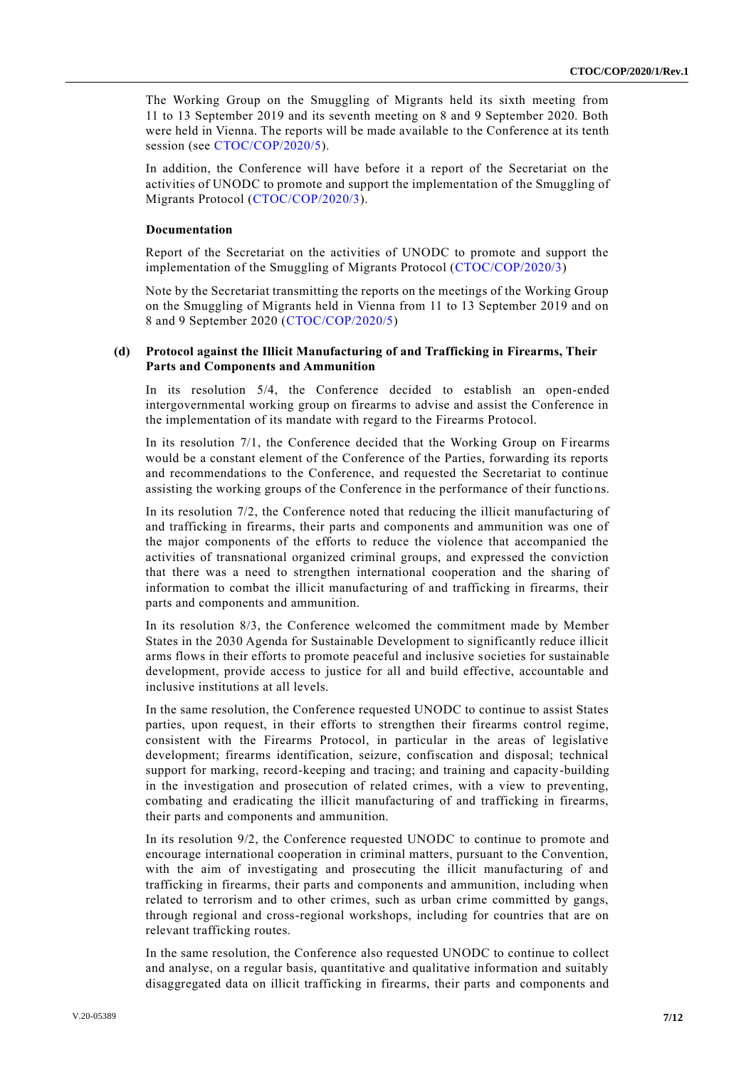The Working Group on the Smuggling of Migrants held its sixth meeting from 11 to 13 September 2019 and its seventh meeting on 8 and 9 September 2020. Both were held in Vienna. The reports will be made available to the Conference at its tenth session (see CTOC/COP/2020/5).

In addition, the Conference will have before it a report of the Secretariat on the activities of UNODC to promote and support the implementation of the Smuggling of Migrants Protocol (CTOC/COP/2020/3).

**Documentation**

Report of the Secretariat on the activities of UNODC to promote and support the implementation of the Smuggling of Migrants Protocol (CTOC/COP/2020/3)

Note by the Secretariat transmitting the reports on the meetings of the Working Group on the Smuggling of Migrants held in Vienna from 11 to 13 September 2019 and on 8 and 9 September 2020 (CTOC/COP/2020/5)

### (d) Protocol against the Illicit Manufacturing of and Trafficking in Firearms, Their Parts and Components and Ammunition

In its resolution 5/4, the Conference decided to establish an open-ended intergovernmental working group on firearms to advise and assist the Conference in the implementation of its mandate with regard to the Firearms Protocol.

In its resolution 7/1, the Conference decided that the Working Group on Firearms would be a constant element of the Conference of the Parties, forwarding its reports and recommendations to the Conference, and requested the Secretariat to continue assisting the working groups of the Conference in the performance of their functions.

In its resolution 7/2, the Conference noted that reducing the illicit manufacturing of and trafficking in firearms, their parts and components and ammunition was one of the major components of the efforts to reduce the violence that accompanied the activities of transnational organized criminal groups, and expressed the conviction that there was a need to strengthen international cooperation and the sharing of information to combat the illicit manufacturing of and trafficking in firearms, their parts and components and ammunition.

In its resolution 8/3, the Conference welcomed the commitment made by Member States in the 2030 Agenda for Sustainable Development to significantly reduce illicit arms flows in their efforts to promote peaceful and inclusive societies for sustainable development, provide access to justice for all and build effective, accountable and inclusive institutions at all levels.

In the same resolution, the Conference requested UNODC to continue to assist States parties, upon request, in their efforts to strengthen their firearms control regime, consistent with the Firearms Protocol, in particular in the areas of legislative development; firearms identification, seizure, confiscation and disposal; technical support for marking, record-keeping and tracing; and training and capacity-building in the investigation and prosecution of related crimes, with a view to preventing, combating and eradicating the illicit manufacturing of and trafficking in firearms, their parts and components and ammunition.

In its resolution 9/2, the Conference requested UNODC to continue to promote and encourage international cooperation in criminal matters, pursuant to the Convention, with the aim of investigating and prosecuting the illicit manufacturing of and trafficking in firearms, their parts and components and ammunition, including when related to terrorism and to other crimes, such as urban crime committed by gangs, through regional and cross-regional workshops, including for countries that are on relevant trafficking routes.

In the same resolution, the Conference also requested UNODC to continue to collect and analyse, on a regular basis, quantitative and qualitative information and suitably disaggregated data on illicit trafficking in firearms, their parts and components and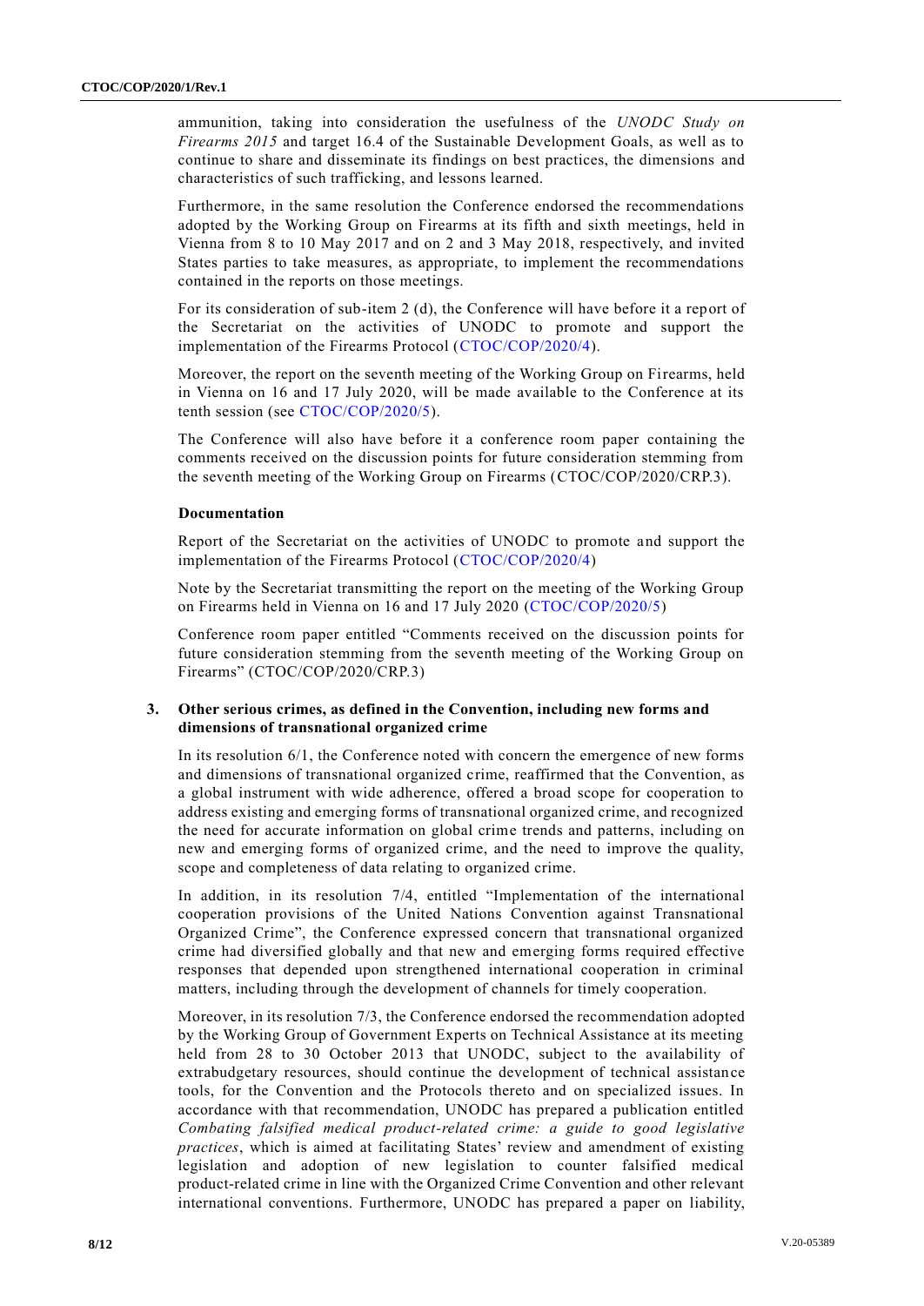ammunition, taking into consideration the usefulness of the *UNODC Study on Firearms 2015* and target 16.4 of the Sustainable Development Goals, as well as to continue to share and disseminate its findings on best practices, the dimensions and characteristics of such trafficking, and lessons learned.

Furthermore, in the same resolution the Conference endorsed the recommendations adopted by the Working Group on Firearms at its fifth and sixth meetings, held in Vienna from 8 to 10 May 2017 and on 2 and 3 May 2018, respectively, and invited States parties to take measures, as appropriate, to implement the recommendations contained in the reports on those meetings.

For its consideration of sub-item 2 (d), the Conference will have before it a report of the Secretariat on the activities of UNODC to promote and support the implementation of the Firearms Protocol (CTOC/COP/2020/4).

Moreover, the report on the seventh meeting of the Working Group on Firearms, held in Vienna on 16 and 17 July 2020, will be made available to the Conference at its tenth session (see CTOC/COP/2020/5).

The Conference will also have before it a conference room paper containing the comments received on the discussion points for future consideration stemming from the seventh meeting of the Working Group on Firearms (CTOC/COP/2020/CRP.3).

**Documentation**

Report of the Secretariat on the activities of UNODC to promote and support the implementation of the Firearms Protocol (CTOC/COP/2020/4)

Note by the Secretariat transmitting the report on the meeting of the Working Group on Firearms held in Vienna on 16 and 17 July 2020 (CTOC/COP/2020/5)

Conference room paper entitled "Comments received on the discussion points for future consideration stemming from the seventh meeting of the Working Group on Firearms" (CTOC/COP/2020/CRP.3)

### 3. Other serious crimes, as defined in the Convention, including new forms and dimensions of transnational organized crime

In its resolution 6/1, the Conference noted with concern the emergence of new forms and dimensions of transnational organized crime, reaffirmed that the Convention, as a global instrument with wide adherence, offered a broad scope for cooperation to address existing and emerging forms of transnational organized crime, and recognized the need for accurate information on global crime trends and patterns, including on new and emerging forms of organized crime, and the need to improve the quality, scope and completeness of data relating to organized crime.

In addition, in its resolution 7/4, entitled "Implementation of the international cooperation provisions of the United Nations Convention against Transnational Organized Crime", the Conference expressed concern that transnational organized crime had diversified globally and that new and emerging forms required effective responses that depended upon strengthened international cooperation in criminal matters, including through the development of channels for timely cooperation.

Moreover, in its resolution 7/3, the Conference endorsed the recommendation adopted by the Working Group of Government Experts on Technical Assistance at its meeting held from 28 to 30 October 2013 that UNODC, subject to the availability of extrabudgetary resources, should continue the development of technical assistance tools, for the Convention and the Protocols thereto and on specialized issues. In accordance with that recommendation, UNODC has prepared a publication entitled *Combating falsified medical product-related crime: a guide to good legislative practices*, which is aimed at facilitating States' review and amendment of existing legislation and adoption of new legislation to counter falsified medical product-related crime in line with the Organized Crime Convention and other relevant international conventions. Furthermore, UNODC has prepared a paper on liability,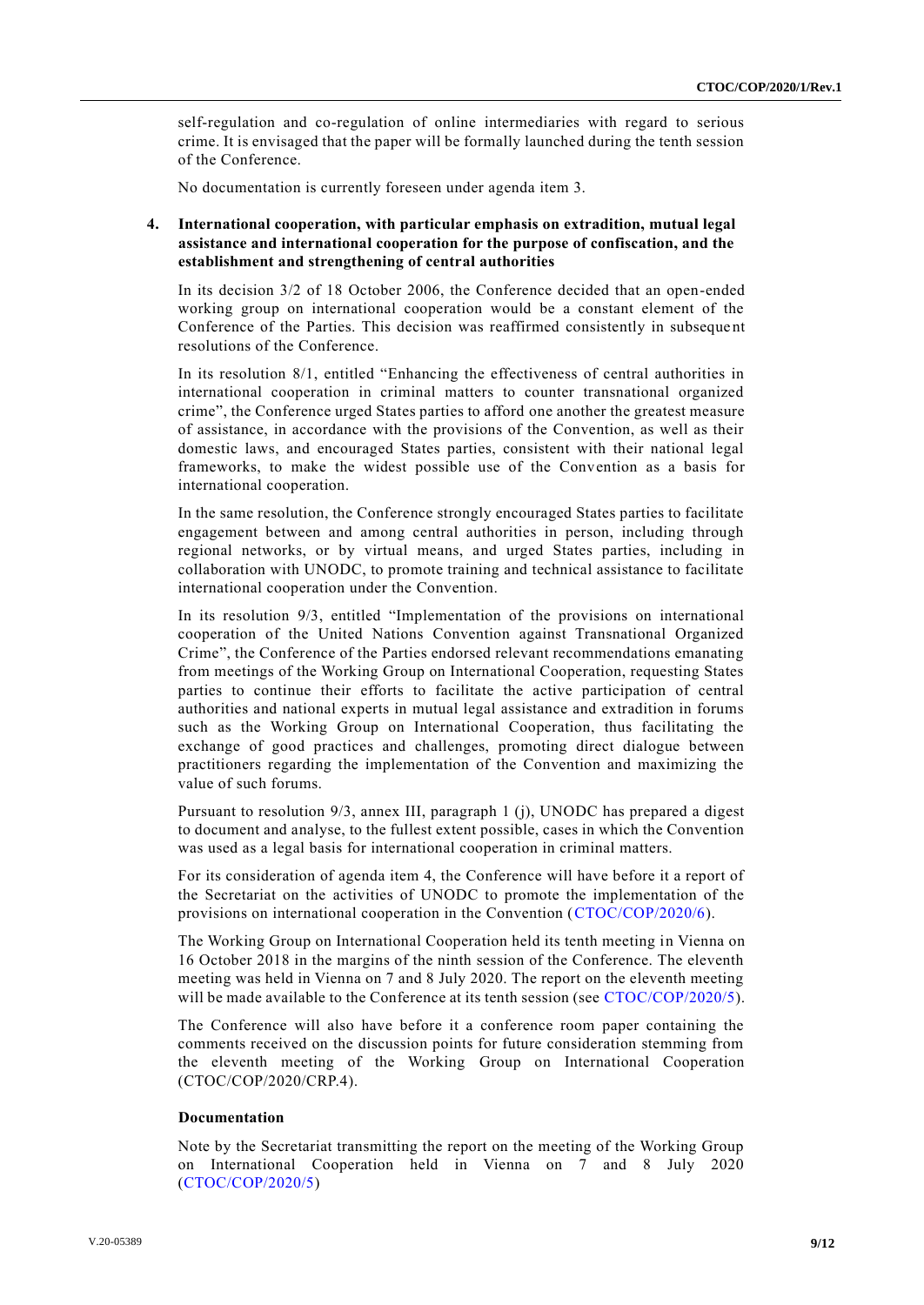self-regulation and co-regulation of online intermediaries with regard to serious crime. It is envisaged that the paper will be formally launched during the tenth session of the Conference.

No documentation is currently foreseen under agenda item 3.

### 4. International cooperation, with particular emphasis on extradition, mutual legal assistance and international cooperation for the purpose of confiscation, and the establishment and strengthening of central authorities

In its decision 3/2 of 18 October 2006, the Conference decided that an open-ended working group on international cooperation would be a constant element of the Conference of the Parties. This decision was reaffirmed consistently in subsequent resolutions of the Conference.

In its resolution 8/1, entitled "Enhancing the effectiveness of central authorities in international cooperation in criminal matters to counter transnational organized crime", the Conference urged States parties to afford one another the greatest measure of assistance, in accordance with the provisions of the Convention, as well as their domestic laws, and encouraged States parties, consistent with their national legal frameworks, to make the widest possible use of the Convention as a basis for international cooperation.

In the same resolution, the Conference strongly encouraged States parties to facilitate engagement between and among central authorities in person, including through regional networks, or by virtual means, and urged States parties, including in collaboration with UNODC, to promote training and technical assistance to facilitate international cooperation under the Convention.

In its resolution 9/3, entitled "Implementation of the provisions on international cooperation of the United Nations Convention against Transnational Organized Crime", the Conference of the Parties endorsed relevant recommendations emanating from meetings of the Working Group on International Cooperation, requesting States parties to continue their efforts to facilitate the active participation of central authorities and national experts in mutual legal assistance and extradition in forums such as the Working Group on International Cooperation, thus facilitating the exchange of good practices and challenges, promoting direct dialogue between practitioners regarding the implementation of the Convention and maximizing the value of such forums.

Pursuant to resolution 9/3, annex III, paragraph 1 (j), UNODC has prepared a digest to document and analyse, to the fullest extent possible, cases in which the Convention was used as a legal basis for international cooperation in criminal matters.

For its consideration of agenda item 4, the Conference will have before it a report of the Secretariat on the activities of UNODC to promote the implementation of the provisions on international cooperation in the Convention (CTOC/COP/2020/6).

The Working Group on International Cooperation held its tenth meeting in Vienna on 16 October 2018 in the margins of the ninth session of the Conference. The eleventh meeting was held in Vienna on 7 and 8 July 2020. The report on the eleventh meeting will be made available to the Conference at its tenth session (see CTOC/COP/2020/5).

The Conference will also have before it a conference room paper containing the comments received on the discussion points for future consideration stemming from the eleventh meeting of the Working Group on International Cooperation (CTOC/COP/2020/CRP.4).

#### Documentation

Note by the Secretariat transmitting the report on the meeting of the Working Group on International Cooperation held in Vienna on 7 and 8 July 2020 (CTOC/COP/2020/5)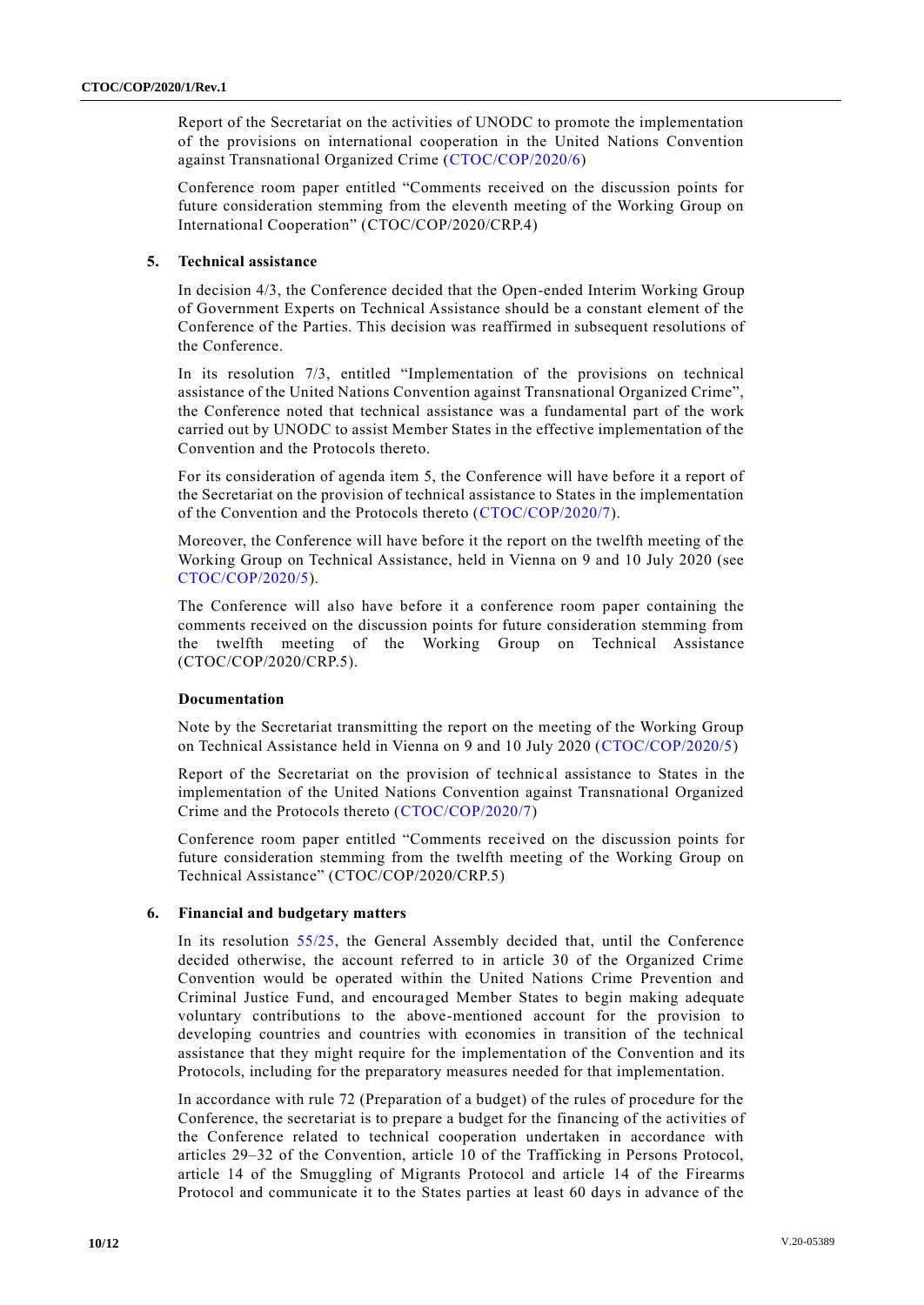Report of the Secretariat on the activities of UNODC to promote the implementation of the provisions on international cooperation in the United Nations Convention against Transnational Organized Crime (CTOC/COP/2020/6)

Conference room paper entitled "Comments received on the discussion points for future consideration stemming from the eleventh meeting of the Working Group on International Cooperation" (CTOC/COP/2020/CRP.4)

### 5. Technical assistance

In decision 4/3, the Conference decided that the Open-ended Interim Working Group of Government Experts on Technical Assistance should be a constant element of the Conference of the Parties. This decision was reaffirmed in subsequent resolutions of the Conference.

In its resolution 7/3, entitled "Implementation of the provisions on technical assistance of the United Nations Convention against Transnational Organized Crime", the Conference noted that technical assistance was a fundamental part of the work carried out by UNODC to assist Member States in the effective implementation of the Convention and the Protocols thereto.

For its consideration of agenda item 5, the Conference will have before it a report of the Secretariat on the provision of technical assistance to States in the implementation of the Convention and the Protocols thereto (CTOC/COP/2020/7).

Moreover, the Conference will have before it the report on the twelfth meeting of the Working Group on Technical Assistance, held in Vienna on 9 and 10 July 2020 (see CTOC/COP/2020/5).

The Conference will also have before it a conference room paper containing the comments received on the discussion points for future consideration stemming from the twelfth meeting of the Working Group on Technical Assistance (CTOC/COP/2020/CRP.5).

#### Documentation

Note by the Secretariat transmitting the report on the meeting of the Working Group on Technical Assistance held in Vienna on 9 and 10 July 2020 (CTOC/COP/2020/5)

Report of the Secretariat on the provision of technical assistance to States in the implementation of the United Nations Convention against Transnational Organized Crime and the Protocols thereto (CTOC/COP/2020/7)

Conference room paper entitled "Comments received on the discussion points for future consideration stemming from the twelfth meeting of the Working Group on Technical Assistance" (CTOC/COP/2020/CRP.5)

### 6. Financial and budgetary matters

In its resolution 55/25, the General Assembly decided that, until the Conference decided otherwise, the account referred to in article 30 of the Organized Crime Convention would be operated within the United Nations Crime Prevention and Criminal Justice Fund, and encouraged Member States to begin making adequate voluntary contributions to the above-mentioned account for the provision to developing countries and countries with economies in transition of the technical assistance that they might require for the implementation of the Convention and its Protocols, including for the preparatory measures needed for that implementation.

In accordance with rule 72 (Preparation of a budget) of the rules of procedure for the Conference, the secretariat is to prepare a budget for the financing of the activities of the Conference related to technical cooperation undertaken in accordance with articles 29–32 of the Convention, article 10 of the Trafficking in Persons Protocol, article 14 of the Smuggling of Migrants Protocol and article 14 of the Firearms Protocol and communicate it to the States parties at least 60 days in advance of the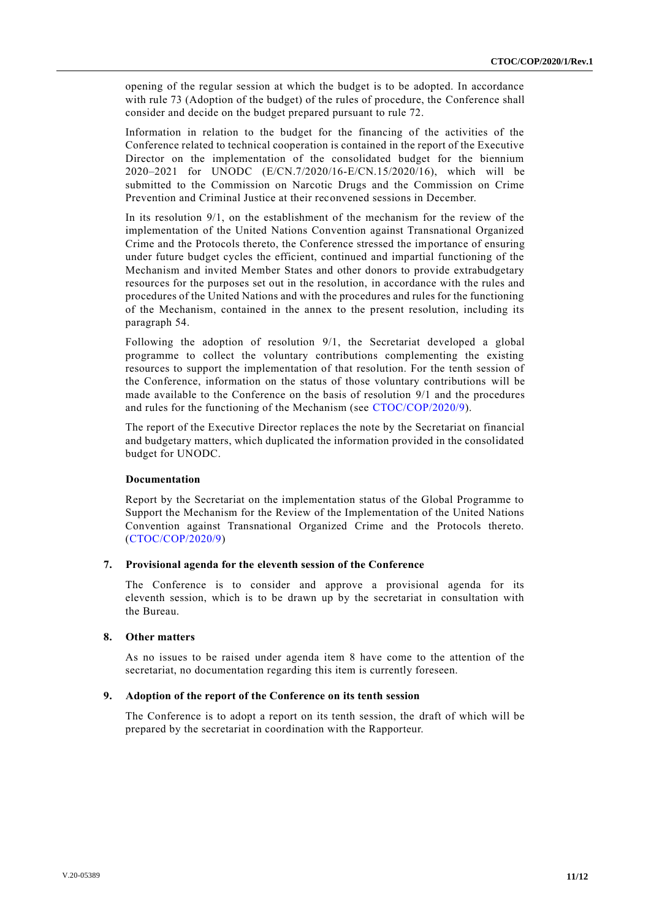opening of the regular session at which the budget is to be adopted. In accordance with rule 73 (Adoption of the budget) of the rules of procedure, the Conference shall consider and decide on the budget prepared pursuant to rule 72.

Information in relation to the budget for the financing of the activities of the Conference related to technical cooperation is contained in the report of the Executive Director on the implementation of the consolidated budget for the biennium 2020–2021 for UNODC (E/CN.7/2020/16-E/CN.15/2020/16), which will be submitted to the Commission on Narcotic Drugs and the Commission on Crime Prevention and Criminal Justice at their reconvened sessions in December.

In its resolution 9/1, on the establishment of the mechanism for the review of the implementation of the United Nations Convention against Transnational Organized Crime and the Protocols thereto, the Conference stressed the importance of ensuring under future budget cycles the efficient, continued and impartial functioning of the Mechanism and invited Member States and other donors to provide extrabudgetary resources for the purposes set out in the resolution, in accordance with the rules and procedures of the United Nations and with the procedures and rules for the functioning of the Mechanism, contained in the annex to the present resolution, including its paragraph 54.

Following the adoption of resolution 9/1, the Secretariat developed a global programme to collect the voluntary contributions complementing the existing resources to support the implementation of that resolution. For the tenth session of the Conference, information on the status of those voluntary contributions will be made available to the Conference on the basis of resolution 9/1 and the procedures and rules for the functioning of the Mechanism (see CTOC/COP/2020/9).

The report of the Executive Director replaces the note by the Secretariat on financial and budgetary matters, which duplicated the information provided in the consolidated budget for UNODC.

#### Documentation

Report by the Secretariat on the implementation status of the Global Programme to Support the Mechanism for the Review of the Implementation of the United Nations Convention against Transnational Organized Crime and the Protocols thereto. (CTOC/COP/2020/9)

### 7. Provisional agenda for the eleventh session of the Conference

The Conference is to consider and approve a provisional agenda for its eleventh session, which is to be drawn up by the secretariat in consultation with the Bureau.

### 8. Other matters

As no issues to be raised under agenda item 8 have come to the attention of the secretariat, no documentation regarding this item is currently foreseen.

### 9. Adoption of the report of the Conference on its tenth session

The Conference is to adopt a report on its tenth session, the draft of which will be prepared by the secretariat in coordination with the Rapporteur.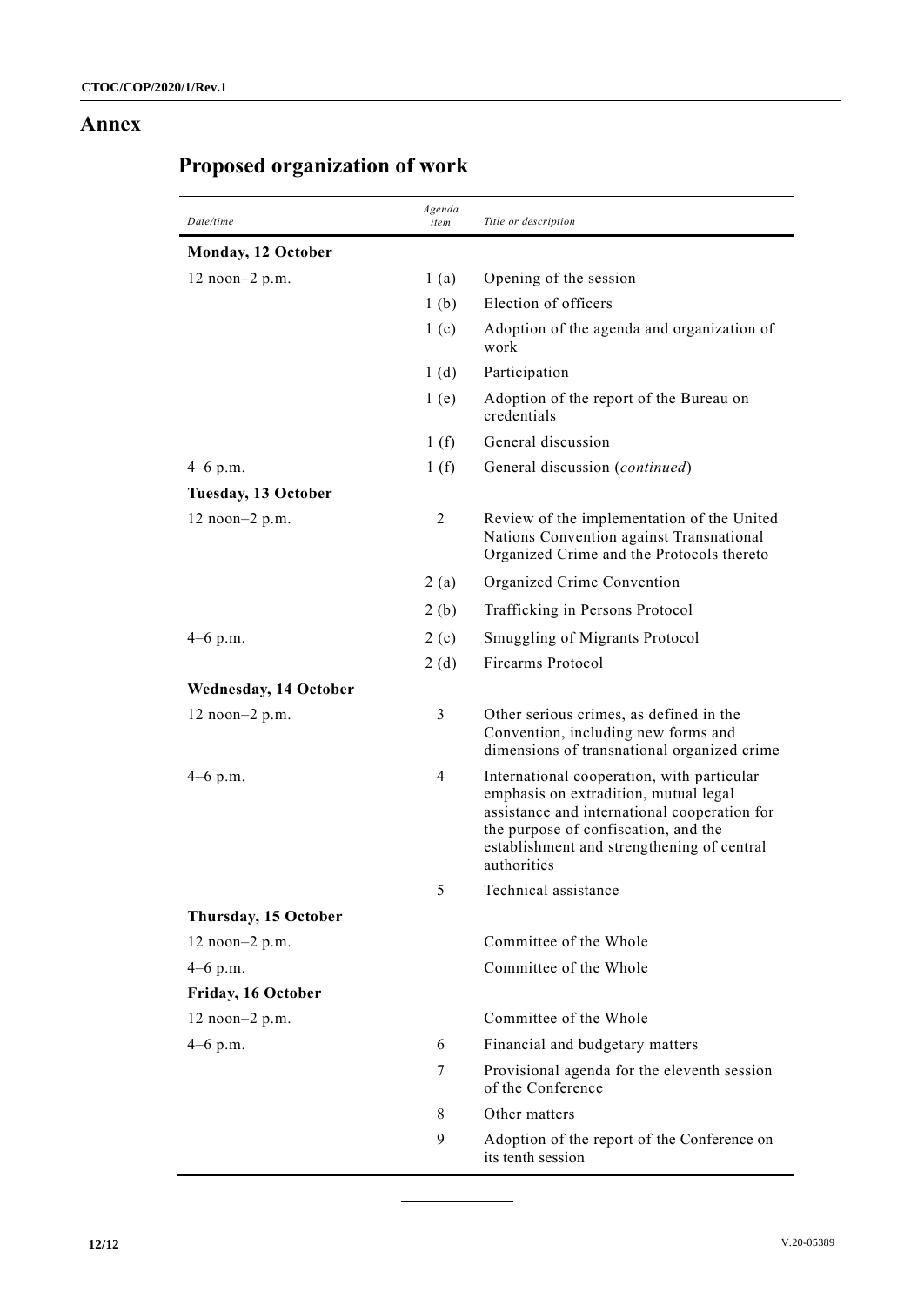# Annex

## Proposed organization of work

| *Date/time* | *Agenda item* | *Title or description* |
|---|---|---|
| **Monday, 12 October** | | |
| 12 noon–2 p.m. | 1 (a) | Opening of the session |
| | 1 (b) | Election of officers |
| | 1 (c) | Adoption of the agenda and organization of work |
| | 1 (d) | Participation |
| | 1 (e) | Adoption of the report of the Bureau on credentials |
| | 1 (f) | General discussion |
| 4–6 p.m. | 1 (f) | General discussion (*continued*) |
| **Tuesday, 13 October** | | |
| 12 noon–2 p.m. | 2 | Review of the implementation of the United Nations Convention against Transnational Organized Crime and the Protocols thereto |
| | 2 (a) | Organized Crime Convention |
| | 2 (b) | Trafficking in Persons Protocol |
| 4–6 p.m. | 2 (c) | Smuggling of Migrants Protocol |
| | 2 (d) | Firearms Protocol |
| **Wednesday, 14 October** | | |
| 12 noon–2 p.m. | 3 | Other serious crimes, as defined in the Convention, including new forms and dimensions of transnational organized crime |
| 4–6 p.m. | 4 | International cooperation, with particular emphasis on extradition, mutual legal assistance and international cooperation for the purpose of confiscation, and the establishment and strengthening of central authorities |
| | 5 | Technical assistance |
| **Thursday, 15 October** | | |
| 12 noon–2 p.m. | | Committee of the Whole |
| 4–6 p.m. | | Committee of the Whole |
| **Friday, 16 October** | | |
| 12 noon–2 p.m. | | Committee of the Whole |
| 4–6 p.m. | 6 | Financial and budgetary matters |
| | 7 | Provisional agenda for the eleventh session of the Conference |
| | 8 | Other matters |
| | 9 | Adoption of the report of the Conference on its tenth session |